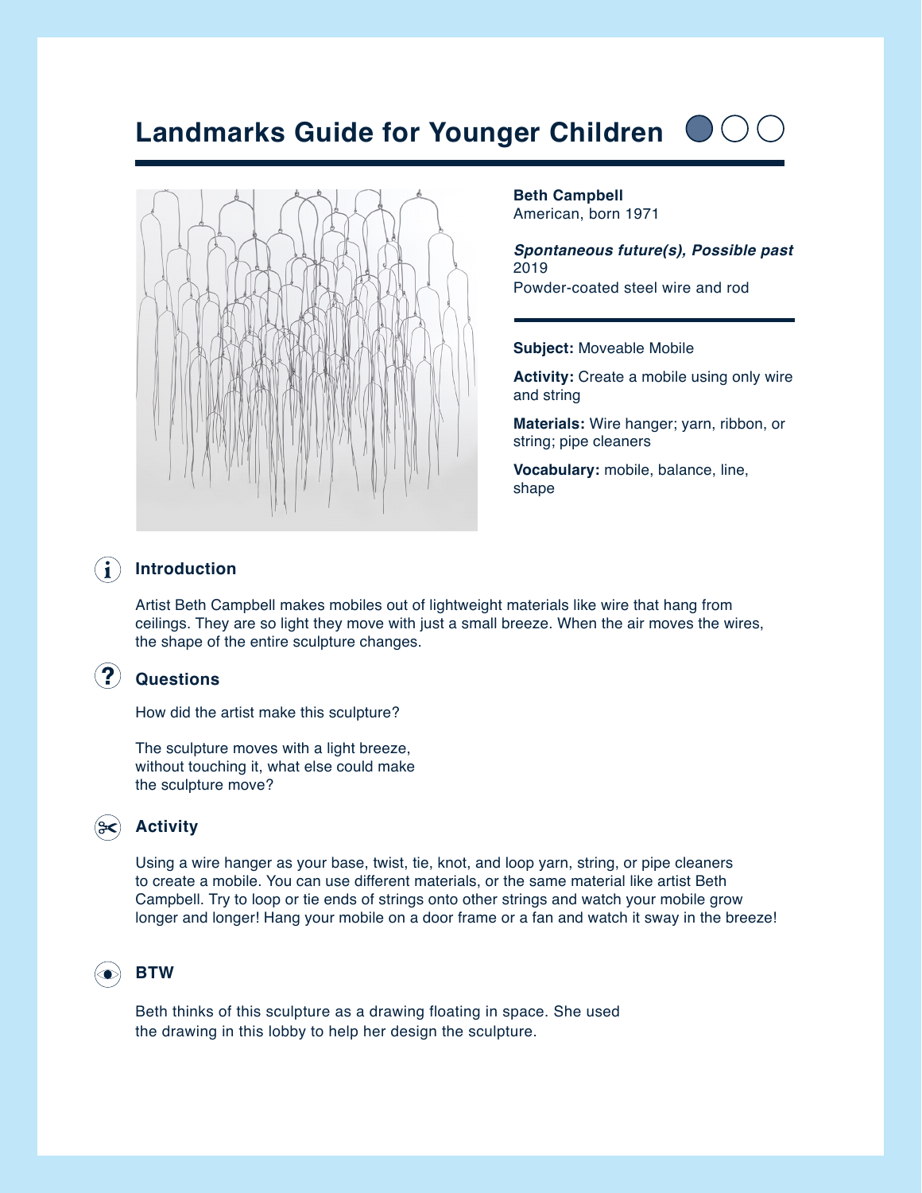# Landmarks Guide for Younger Children

**Beth Campbell**
American, born 1971

***Spontaneous future(s), Possible past***
2019
Powder-coated steel wire and rod

**Subject:** Moveable Mobile

**Activity:** Create a mobile using only wire and string

**Materials:** Wire hanger; yarn, ribbon, or string; pipe cleaners

**Vocabulary:** mobile, balance, line, shape

## Introduction

Artist Beth Campbell makes mobiles out of lightweight materials like wire that hang from ceilings. They are so light they move with just a small breeze. When the air moves the wires, the shape of the entire sculpture changes.

## Questions

How did the artist make this sculpture?

The sculpture moves with a light breeze, without touching it, what else could make the sculpture move?

## Activity

Using a wire hanger as your base, twist, tie, knot, and loop yarn, string, or pipe cleaners to create a mobile. You can use different materials, or the same material like artist Beth Campbell. Try to loop or tie ends of strings onto other strings and watch your mobile grow longer and longer! Hang your mobile on a door frame or a fan and watch it sway in the breeze!

## BTW

Beth thinks of this sculpture as a drawing floating in space. She used the drawing in this lobby to help her design the sculpture.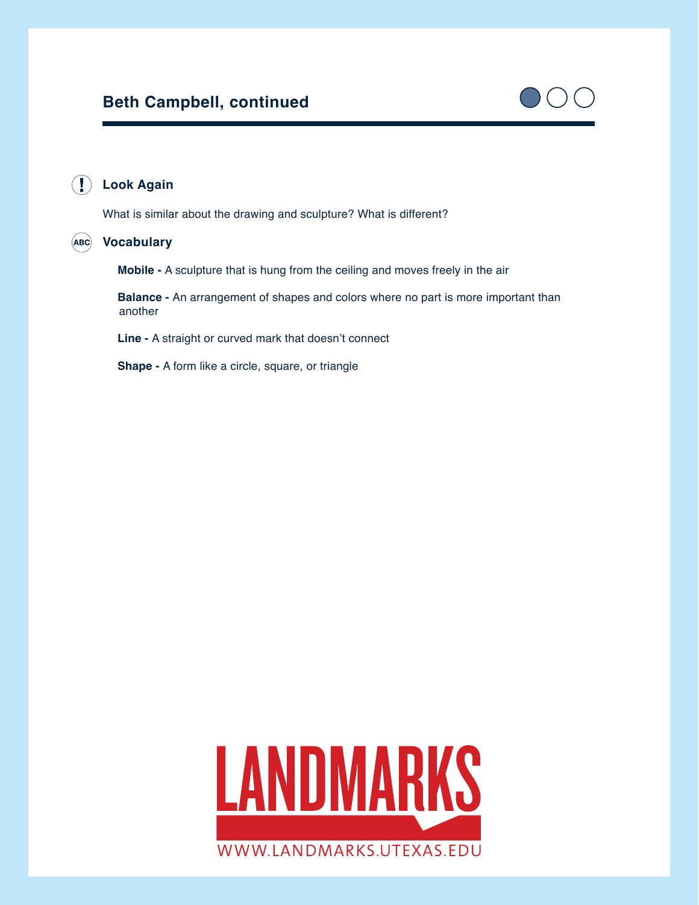## Beth Campbell, continued

### Look Again

What is similar about the drawing and sculpture? What is different?

### Vocabulary

**Mobile -** A sculpture that is hung from the ceiling and moves freely in the air

**Balance -** An arrangement of shapes and colors where no part is more important than another

**Line -** A straight or curved mark that doesn't connect

**Shape -** A form like a circle, square, or triangle

LANDMARKS

WWW.LANDMARKS.UTEXAS.EDU